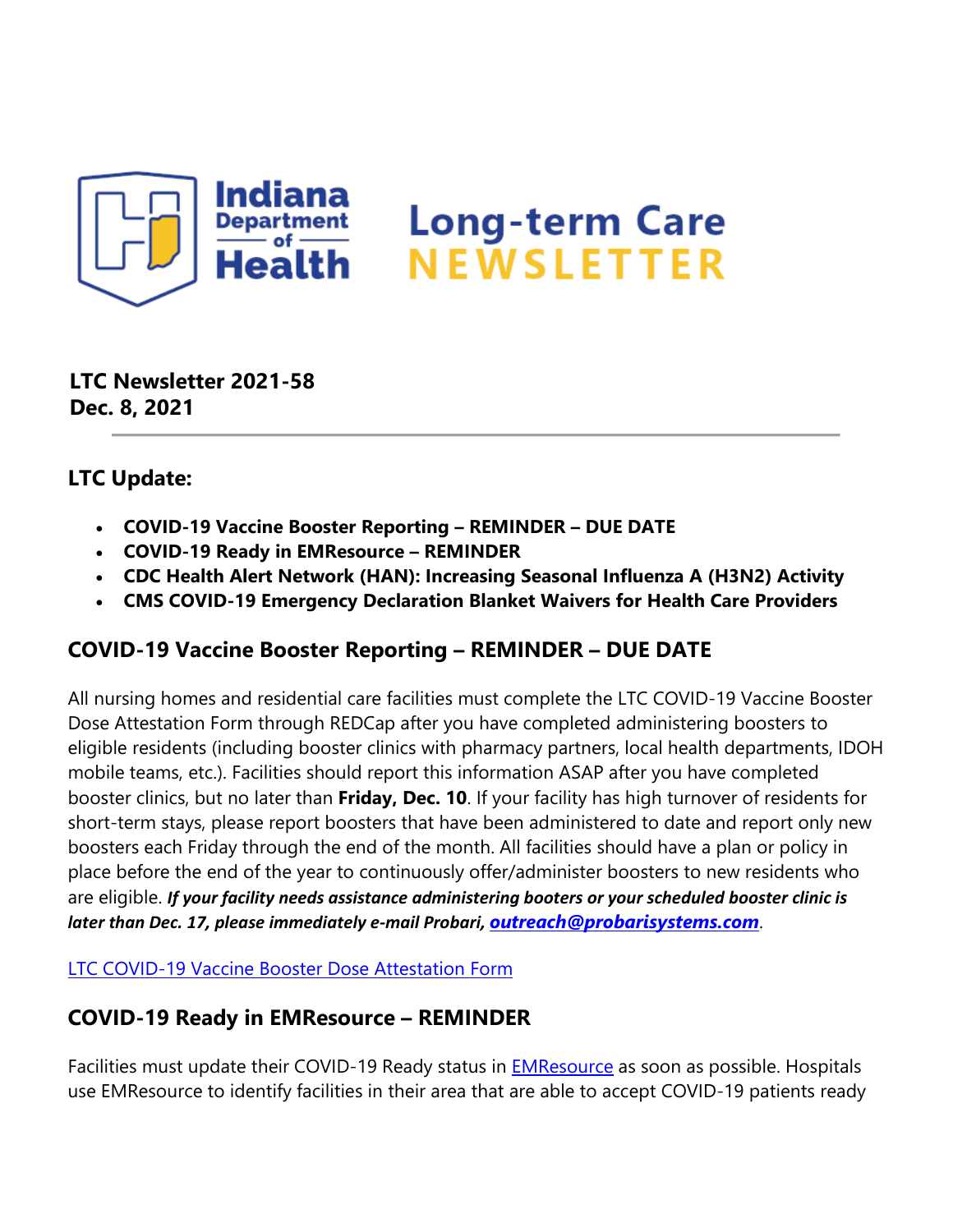# Indiana Department of Health Long-term Care NEWSLETTER

**LTC Newsletter 2021-58**
**Dec. 8, 2021**

---

## LTC Update:

- **COVID-19 Vaccine Booster Reporting – REMINDER – DUE DATE**
- **COVID-19 Ready in EMResource – REMINDER**
- **CDC Health Alert Network (HAN): Increasing Seasonal Influenza A (H3N2) Activity**
- **CMS COVID-19 Emergency Declaration Blanket Waivers for Health Care Providers**

## COVID-19 Vaccine Booster Reporting – REMINDER – DUE DATE

All nursing homes and residential care facilities must complete the LTC COVID-19 Vaccine Booster Dose Attestation Form through REDCap after you have completed administering boosters to eligible residents (including booster clinics with pharmacy partners, local health departments, IDOH mobile teams, etc.). Facilities should report this information ASAP after you have completed booster clinics, but no later than **Friday, Dec. 10**. If your facility has high turnover of residents for short-term stays, please report boosters that have been administered to date and report only new boosters each Friday through the end of the month. All facilities should have a plan or policy in place before the end of the year to continuously offer/administer boosters to new residents who are eligible. ***If your facility needs assistance administering booters or your scheduled booster clinic is later than Dec. 17, please immediately e-mail Probari, outreach@probarisystems.com***.

LTC COVID-19 Vaccine Booster Dose Attestation Form

## COVID-19 Ready in EMResource – REMINDER

Facilities must update their COVID-19 Ready status in EMResource as soon as possible. Hospitals use EMResource to identify facilities in their area that are able to accept COVID-19 patients ready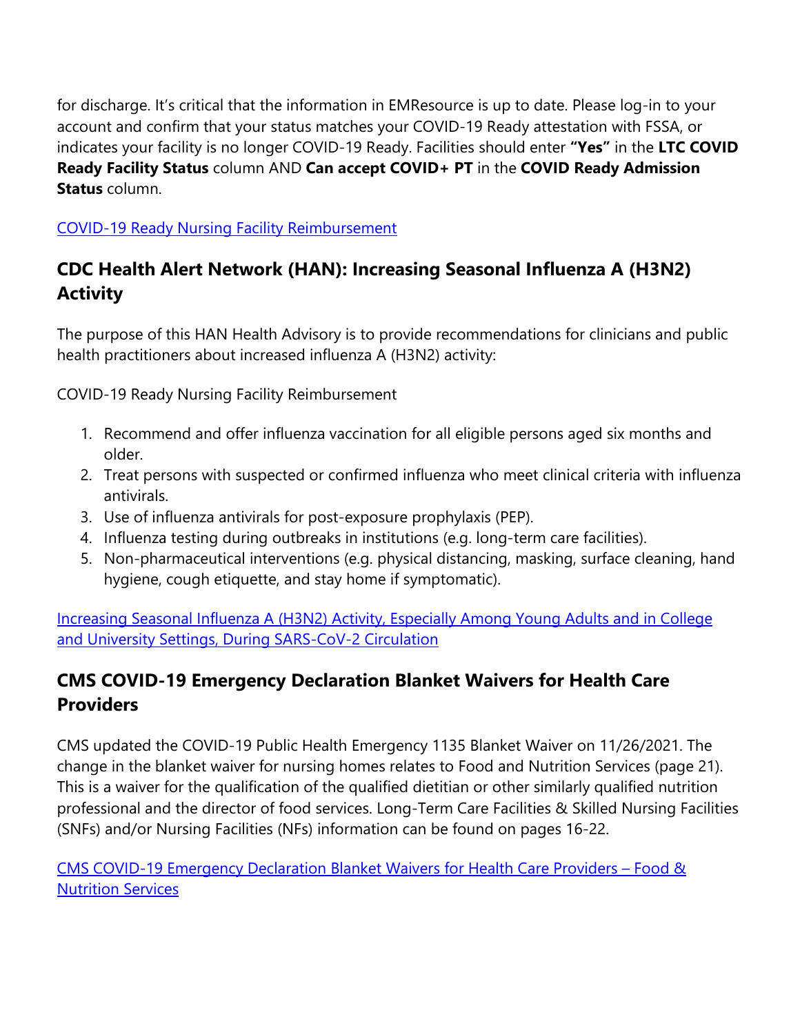for discharge. It's critical that the information in EMResource is up to date. Please log-in to your account and confirm that your status matches your COVID-19 Ready attestation with FSSA, or indicates your facility is no longer COVID-19 Ready. Facilities should enter **"Yes"** in the **LTC COVID Ready Facility Status** column AND **Can accept COVID+ PT** in the **COVID Ready Admission Status** column.

[COVID-19 Ready Nursing Facility Reimbursement]

## CDC Health Alert Network (HAN): Increasing Seasonal Influenza A (H3N2) Activity

The purpose of this HAN Health Advisory is to provide recommendations for clinicians and public health practitioners about increased influenza A (H3N2) activity:

COVID-19 Ready Nursing Facility Reimbursement

1. Recommend and offer influenza vaccination for all eligible persons aged six months and older.
2. Treat persons with suspected or confirmed influenza who meet clinical criteria with influenza antivirals.
3. Use of influenza antivirals for post-exposure prophylaxis (PEP).
4. Influenza testing during outbreaks in institutions (e.g. long-term care facilities).
5. Non-pharmaceutical interventions (e.g. physical distancing, masking, surface cleaning, hand hygiene, cough etiquette, and stay home if symptomatic).

[Increasing Seasonal Influenza A (H3N2) Activity, Especially Among Young Adults and in College and University Settings, During SARS-CoV-2 Circulation]

## CMS COVID-19 Emergency Declaration Blanket Waivers for Health Care Providers

CMS updated the COVID-19 Public Health Emergency 1135 Blanket Waiver on 11/26/2021. The change in the blanket waiver for nursing homes relates to Food and Nutrition Services (page 21). This is a waiver for the qualification of the qualified dietitian or other similarly qualified nutrition professional and the director of food services. Long-Term Care Facilities & Skilled Nursing Facilities (SNFs) and/or Nursing Facilities (NFs) information can be found on pages 16-22.

[CMS COVID-19 Emergency Declaration Blanket Waivers for Health Care Providers – Food & Nutrition Services]